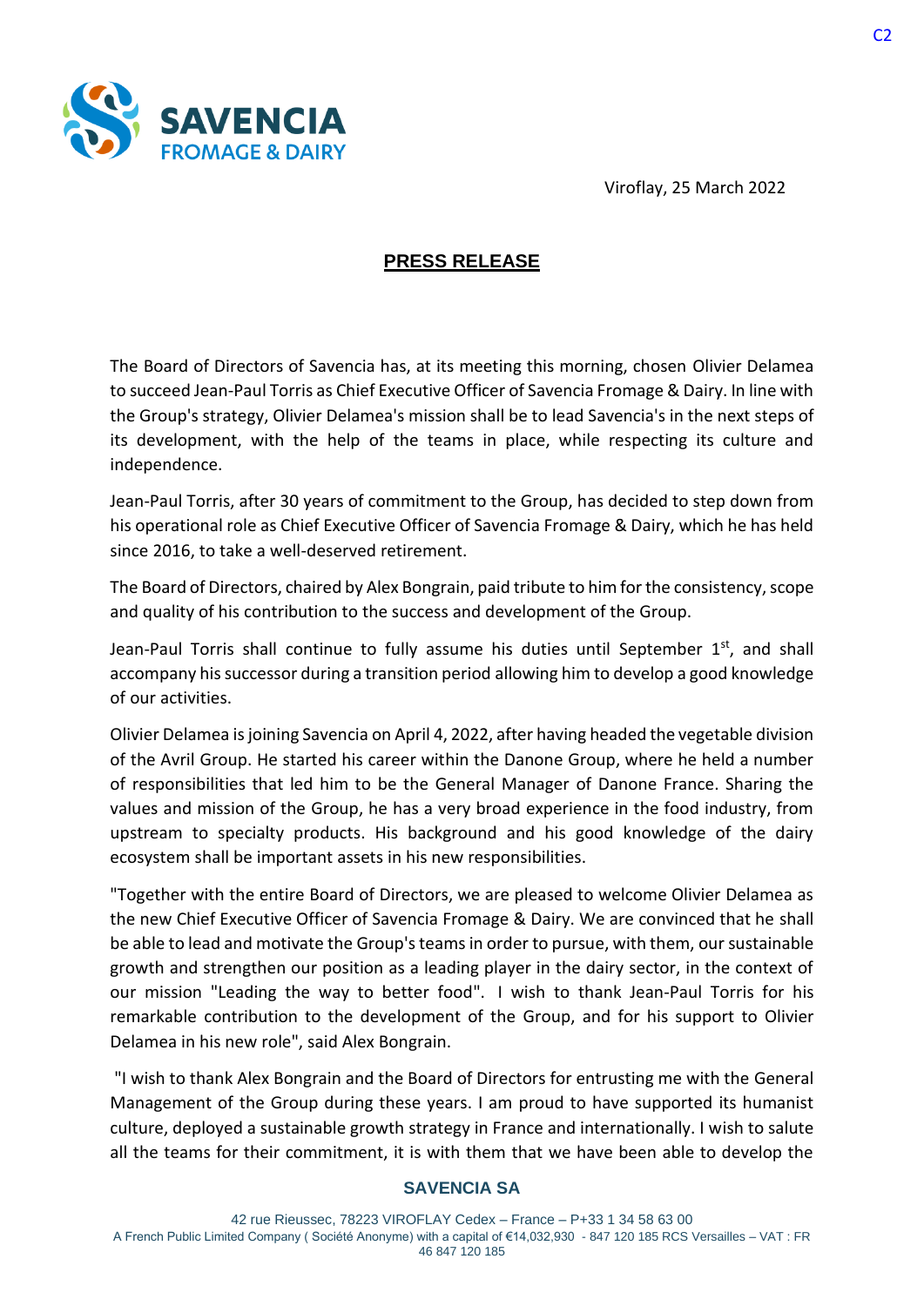Viroflay, 25 March 2022

## PRESS RELEASE

The Board of Directors of Savencia has, at its meeting this morning, chosen Olivier Delamea to succeed Jean-Paul Torris as Chief Executive Officer of Savencia Fromage & Dairy. In line with the Group's strategy, Olivier Delamea's mission shall be to lead Savencia's in the next steps of its development, with the help of the teams in place, while respecting its culture and independence.

Jean-Paul Torris, after 30 years of commitment to the Group, has decided to step down from his operational role as Chief Executive Officer of Savencia Fromage & Dairy, which he has held since 2016, to take a well-deserved retirement.

The Board of Directors, chaired by Alex Bongrain, paid tribute to him for the consistency, scope and quality of his contribution to the success and development of the Group.

Jean-Paul Torris shall continue to fully assume his duties until September 1st, and shall accompany his successor during a transition period allowing him to develop a good knowledge of our activities.

Olivier Delamea is joining Savencia on April 4, 2022, after having headed the vegetable division of the Avril Group. He started his career within the Danone Group, where he held a number of responsibilities that led him to be the General Manager of Danone France. Sharing the values and mission of the Group, he has a very broad experience in the food industry, from upstream to specialty products. His background and his good knowledge of the dairy ecosystem shall be important assets in his new responsibilities.

"Together with the entire Board of Directors, we are pleased to welcome Olivier Delamea as the new Chief Executive Officer of Savencia Fromage & Dairy. We are convinced that he shall be able to lead and motivate the Group's teams in order to pursue, with them, our sustainable growth and strengthen our position as a leading player in the dairy sector, in the context of our mission "Leading the way to better food". I wish to thank Jean-Paul Torris for his remarkable contribution to the development of the Group, and for his support to Olivier Delamea in his new role", said Alex Bongrain.

"I wish to thank Alex Bongrain and the Board of Directors for entrusting me with the General Management of the Group during these years. I am proud to have supported its humanist culture, deployed a sustainable growth strategy in France and internationally. I wish to salute all the teams for their commitment, it is with them that we have been able to develop the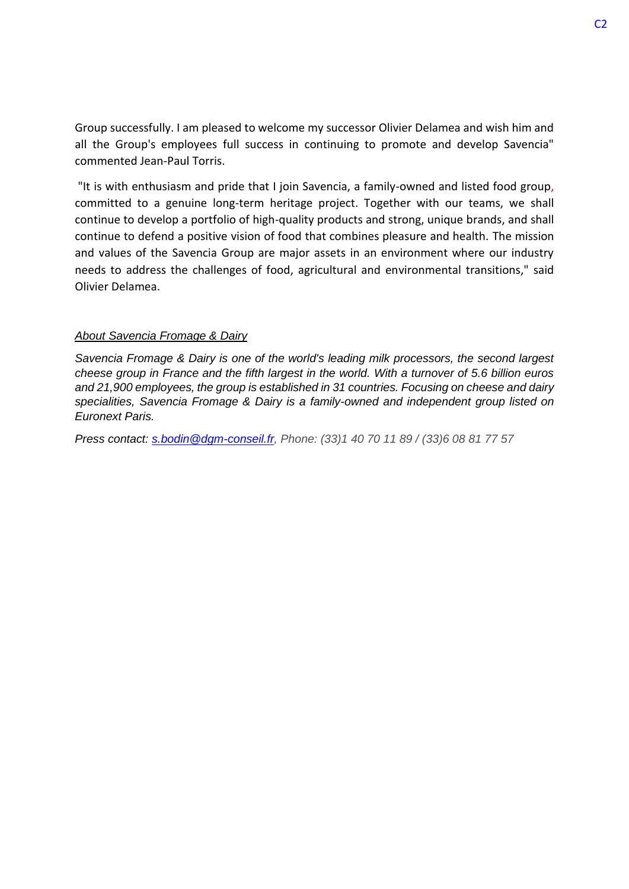Group successfully. I am pleased to welcome my successor Olivier Delamea and wish him and all the Group's employees full success in continuing to promote and develop Savencia" commented Jean-Paul Torris.

"It is with enthusiasm and pride that I join Savencia, a family-owned and listed food group, committed to a genuine long-term heritage project. Together with our teams, we shall continue to develop a portfolio of high-quality products and strong, unique brands, and shall continue to defend a positive vision of food that combines pleasure and health. The mission and values of the Savencia Group are major assets in an environment where our industry needs to address the challenges of food, agricultural and environmental transitions," said Olivier Delamea.

*About Savencia Fromage & Dairy*

*Savencia Fromage & Dairy is one of the world's leading milk processors, the second largest cheese group in France and the fifth largest in the world. With a turnover of 5.6 billion euros and 21,900 employees, the group is established in 31 countries. Focusing on cheese and dairy specialities, Savencia Fromage & Dairy is a family-owned and independent group listed on Euronext Paris.*

*Press contact: s.bodin@dgm-conseil.fr, Phone: (33)1 40 70 11 89 / (33)6 08 81 77 57*